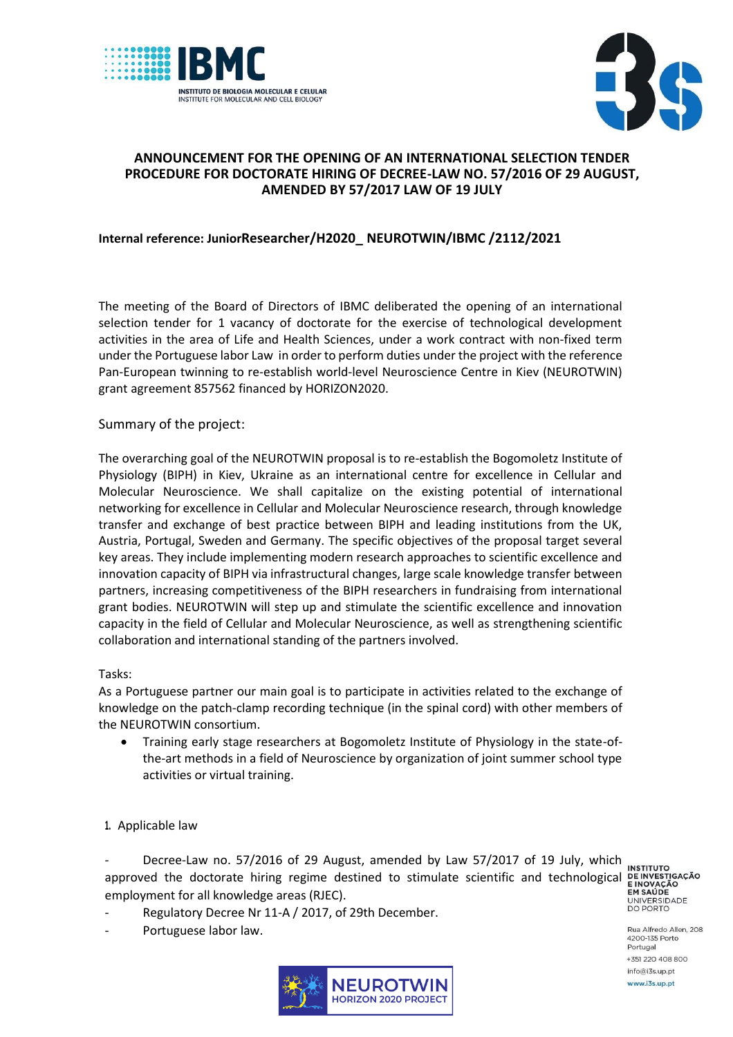# ANNOUNCEMENT FOR THE OPENING OF AN INTERNATIONAL SELECTION TENDER PROCEDURE FOR DOCTORATE HIRING OF DECREE-LAW NO. 57/2016 OF 29 AUGUST, AMENDED BY 57/2017 LAW OF 19 JULY

**Internal reference: JuniorResearcher/H2020_ NEUROTWIN/IBMC /2112/2021**

The meeting of the Board of Directors of IBMC deliberated the opening of an international selection tender for 1 vacancy of doctorate for the exercise of technological development activities in the area of Life and Health Sciences, under a work contract with non-fixed term under the Portuguese labor Law in order to perform duties under the project with the reference Pan-European twinning to re-establish world-level Neuroscience Centre in Kiev (NEUROTWIN) grant agreement 857562 financed by HORIZON2020.

Summary of the project:

The overarching goal of the NEUROTWIN proposal is to re-establish the Bogomoletz Institute of Physiology (BIPH) in Kiev, Ukraine as an international centre for excellence in Cellular and Molecular Neuroscience. We shall capitalize on the existing potential of international networking for excellence in Cellular and Molecular Neuroscience research, through knowledge transfer and exchange of best practice between BIPH and leading institutions from the UK, Austria, Portugal, Sweden and Germany. The specific objectives of the proposal target several key areas. They include implementing modern research approaches to scientific excellence and innovation capacity of BIPH via infrastructural changes, large scale knowledge transfer between partners, increasing competitiveness of the BIPH researchers in fundraising from international grant bodies. NEUROTWIN will step up and stimulate the scientific excellence and innovation capacity in the field of Cellular and Molecular Neuroscience, as well as strengthening scientific collaboration and international standing of the partners involved.

Tasks:

As a Portuguese partner our main goal is to participate in activities related to the exchange of knowledge on the patch-clamp recording technique (in the spinal cord) with other members of the NEUROTWIN consortium.

- Training early stage researchers at Bogomoletz Institute of Physiology in the state-of-the-art methods in a field of Neuroscience by organization of joint summer school type activities or virtual training.

1. Applicable law

- Decree-Law no. 57/2016 of 29 August, amended by Law 57/2017 of 19 July, which approved the doctorate hiring regime destined to stimulate scientific and technological employment for all knowledge areas (RJEC).
- Regulatory Decree Nr 11-A / 2017, of 29th December.
- Portuguese labor law.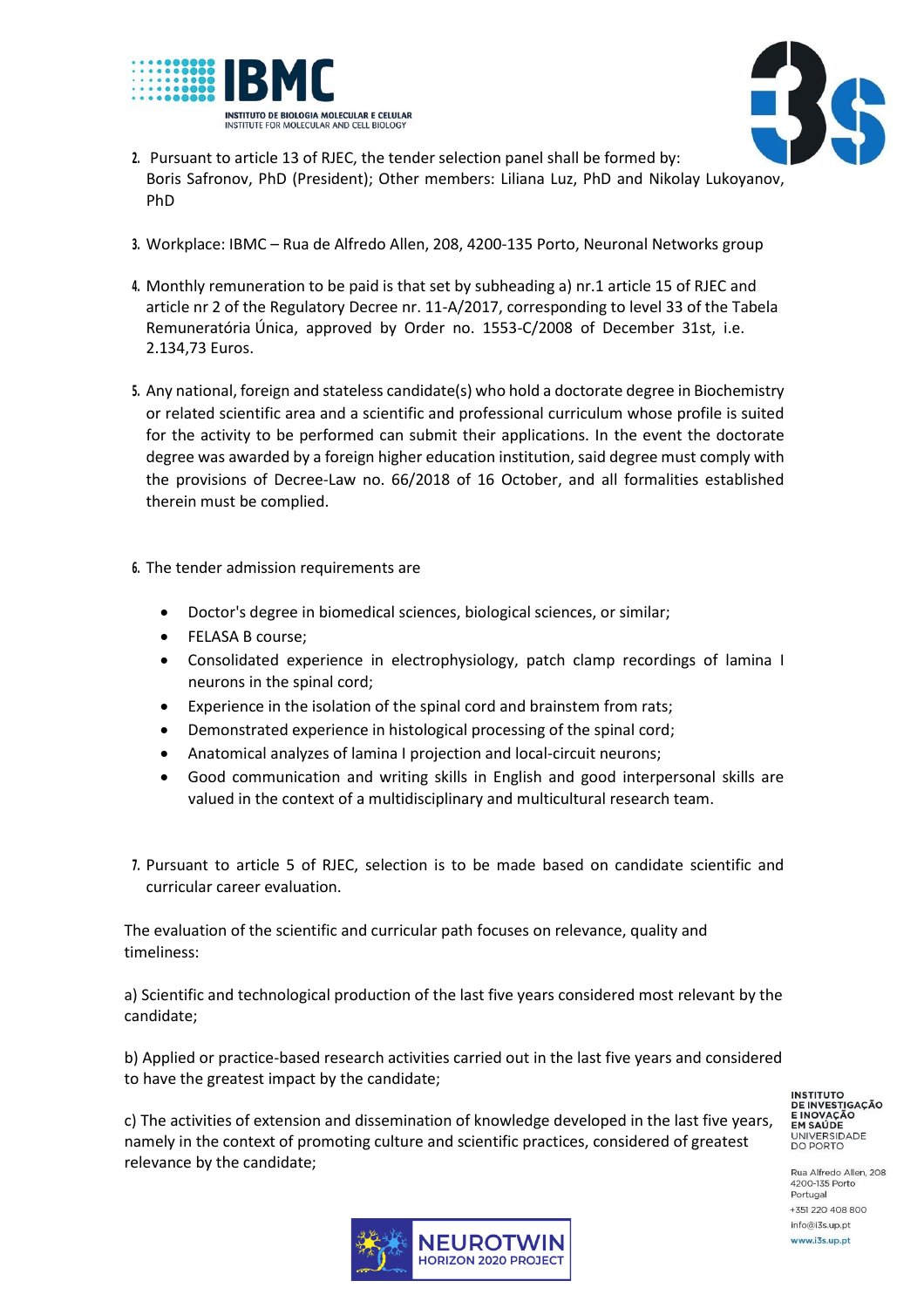2. Pursuant to article 13 of RJEC, the tender selection panel shall be formed by: Boris Safronov, PhD (President); Other members: Liliana Luz, PhD and Nikolay Lukoyanov, PhD

3. Workplace: IBMC – Rua de Alfredo Allen, 208, 4200-135 Porto, Neuronal Networks group

4. Monthly remuneration to be paid is that set by subheading a) nr.1 article 15 of RJEC and article nr 2 of the Regulatory Decree nr. 11-A/2017, corresponding to level 33 of the Tabela Remuneratória Única, approved by Order no. 1553-C/2008 of December 31st, i.e. 2.134,73 Euros.

5. Any national, foreign and stateless candidate(s) who hold a doctorate degree in Biochemistry or related scientific area and a scientific and professional curriculum whose profile is suited for the activity to be performed can submit their applications. In the event the doctorate degree was awarded by a foreign higher education institution, said degree must comply with the provisions of Decree-Law no. 66/2018 of 16 October, and all formalities established therein must be complied.

6. The tender admission requirements are

   - Doctor's degree in biomedical sciences, biological sciences, or similar;
   - FELASA B course;
   - Consolidated experience in electrophysiology, patch clamp recordings of lamina I neurons in the spinal cord;
   - Experience in the isolation of the spinal cord and brainstem from rats;
   - Demonstrated experience in histological processing of the spinal cord;
   - Anatomical analyzes of lamina I projection and local-circuit neurons;
   - Good communication and writing skills in English and good interpersonal skills are valued in the context of a multidisciplinary and multicultural research team.

7. Pursuant to article 5 of RJEC, selection is to be made based on candidate scientific and curricular career evaluation.

The evaluation of the scientific and curricular path focuses on relevance, quality and timeliness:

a) Scientific and technological production of the last five years considered most relevant by the candidate;

b) Applied or practice-based research activities carried out in the last five years and considered to have the greatest impact by the candidate;

c) The activities of extension and dissemination of knowledge developed in the last five years, namely in the context of promoting culture and scientific practices, considered of greatest relevance by the candidate;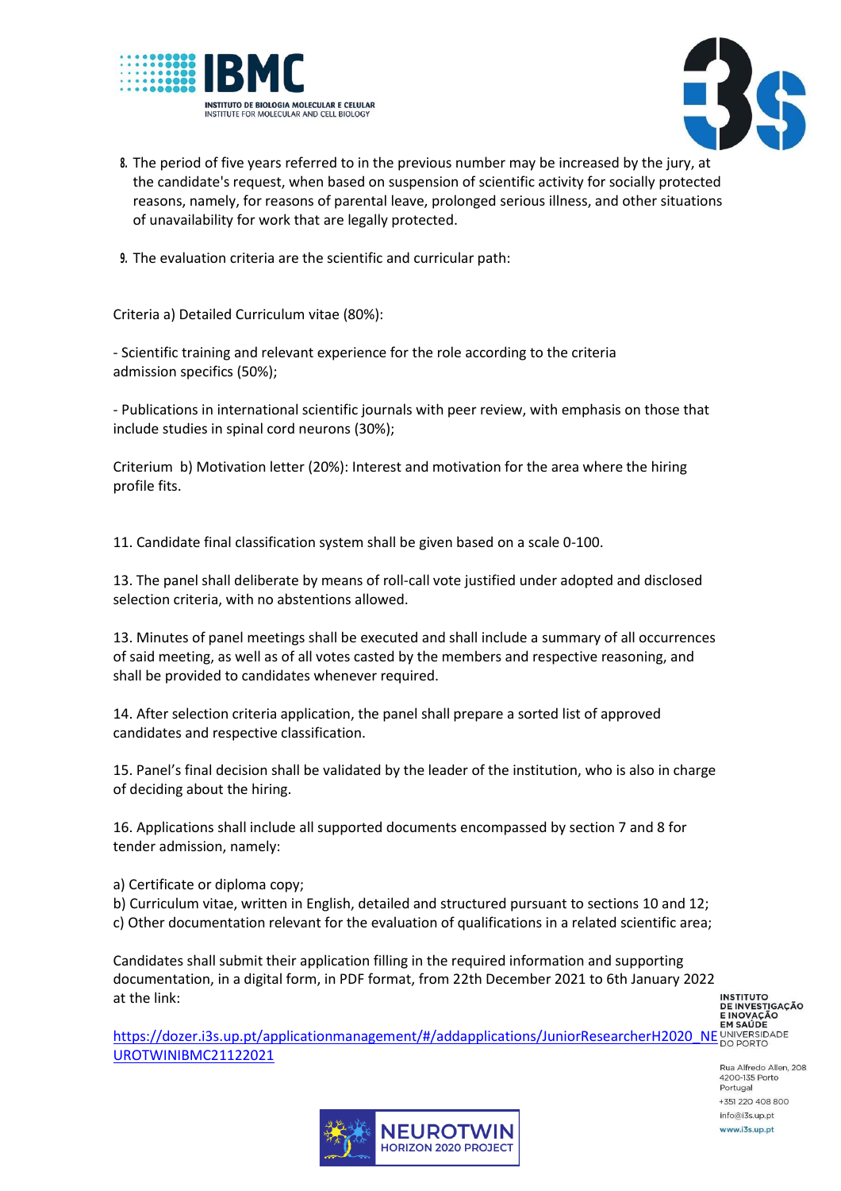8. The period of five years referred to in the previous number may be increased by the jury, at the candidate's request, when based on suspension of scientific activity for socially protected reasons, namely, for reasons of parental leave, prolonged serious illness, and other situations of unavailability for work that are legally protected.

9. The evaluation criteria are the scientific and curricular path:

Criteria a) Detailed Curriculum vitae (80%):

- Scientific training and relevant experience for the role according to the criteria admission specifics (50%);

- Publications in international scientific journals with peer review, with emphasis on those that include studies in spinal cord neurons (30%);

Criterium b) Motivation letter (20%): Interest and motivation for the area where the hiring profile fits.

11. Candidate final classification system shall be given based on a scale 0-100.

13. The panel shall deliberate by means of roll-call vote justified under adopted and disclosed selection criteria, with no abstentions allowed.

13. Minutes of panel meetings shall be executed and shall include a summary of all occurrences of said meeting, as well as of all votes casted by the members and respective reasoning, and shall be provided to candidates whenever required.

14. After selection criteria application, the panel shall prepare a sorted list of approved candidates and respective classification.

15. Panel's final decision shall be validated by the leader of the institution, who is also in charge of deciding about the hiring.

16. Applications shall include all supported documents encompassed by section 7 and 8 for tender admission, namely:

a) Certificate or diploma copy;
b) Curriculum vitae, written in English, detailed and structured pursuant to sections 10 and 12;
c) Other documentation relevant for the evaluation of qualifications in a related scientific area;

Candidates shall submit their application filling in the required information and supporting documentation, in a digital form, in PDF format, from 22th December 2021 to 6th January 2022 at the link:

https://dozer.i3s.up.pt/applicationmanagement/#/addapplications/JuniorResearcherH2020_NEUROTWINIBMC21122021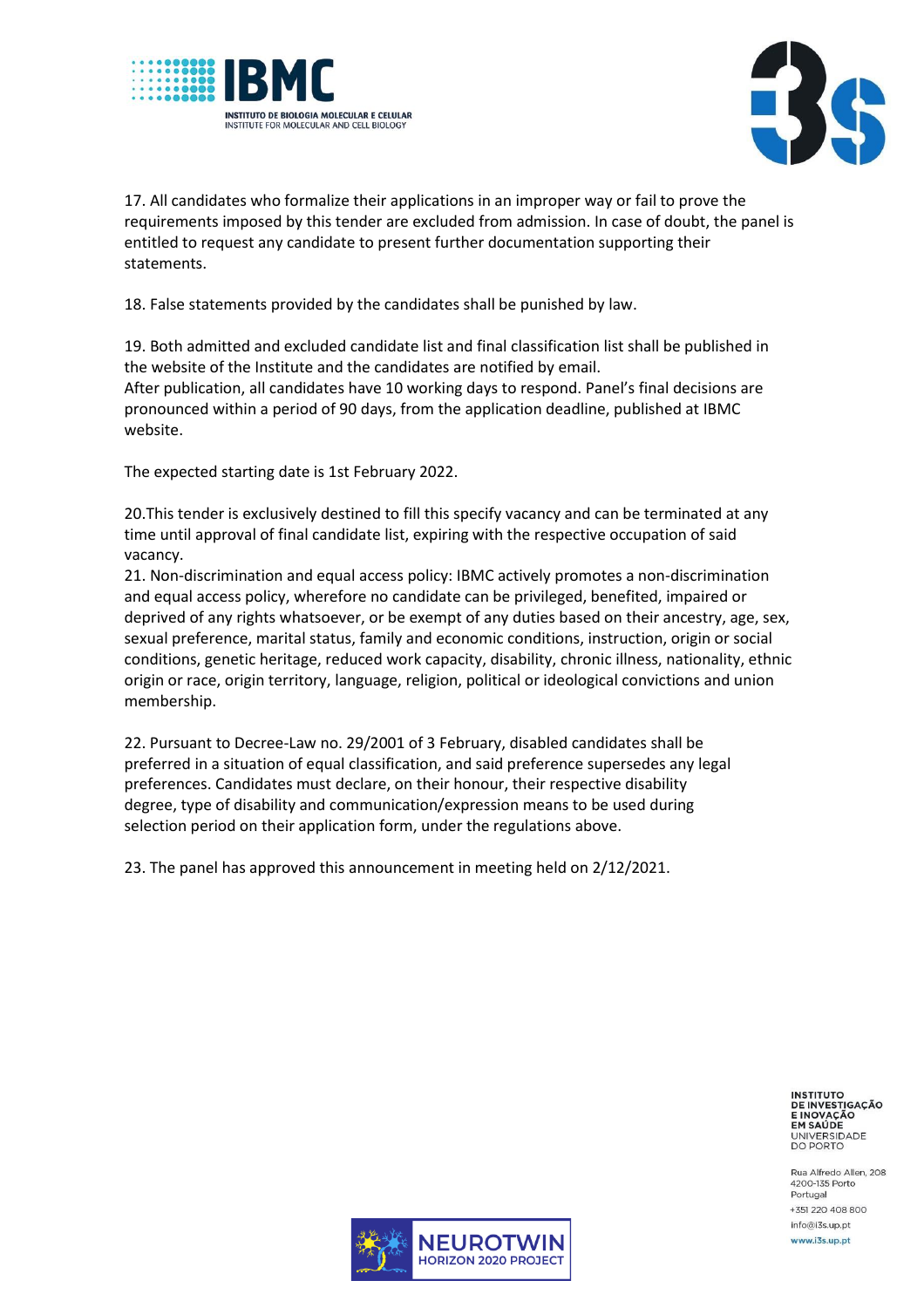17. All candidates who formalize their applications in an improper way or fail to prove the requirements imposed by this tender are excluded from admission. In case of doubt, the panel is entitled to request any candidate to present further documentation supporting their statements.

18. False statements provided by the candidates shall be punished by law.

19. Both admitted and excluded candidate list and final classification list shall be published in the website of the Institute and the candidates are notified by email.
After publication, all candidates have 10 working days to respond. Panel's final decisions are pronounced within a period of 90 days, from the application deadline, published at IBMC website.

The expected starting date is 1st February 2022.

20.This tender is exclusively destined to fill this specify vacancy and can be terminated at any time until approval of final candidate list, expiring with the respective occupation of said vacancy.

21. Non-discrimination and equal access policy: IBMC actively promotes a non-discrimination and equal access policy, wherefore no candidate can be privileged, benefited, impaired or deprived of any rights whatsoever, or be exempt of any duties based on their ancestry, age, sex, sexual preference, marital status, family and economic conditions, instruction, origin or social conditions, genetic heritage, reduced work capacity, disability, chronic illness, nationality, ethnic origin or race, origin territory, language, religion, political or ideological convictions and union membership.

22. Pursuant to Decree-Law no. 29/2001 of 3 February, disabled candidates shall be preferred in a situation of equal classification, and said preference supersedes any legal preferences. Candidates must declare, on their honour, their respective disability degree, type of disability and communication/expression means to be used during selection period on their application form, under the regulations above.

23. The panel has approved this announcement in meeting held on 2/12/2021.